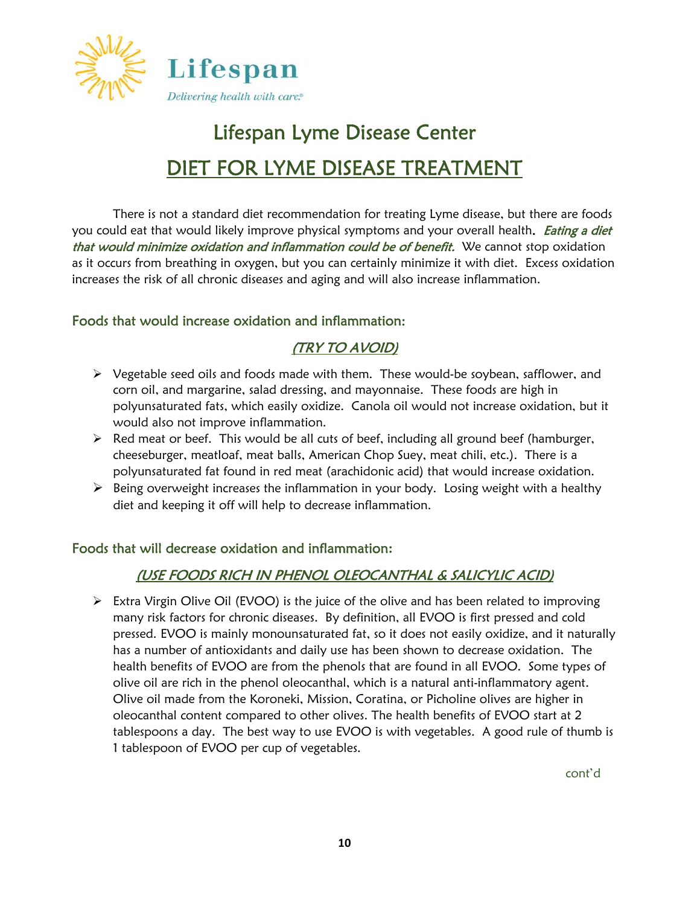Lifespan

*Delivering health with care®*

# Lifespan Lyme Disease Center

## DIET FOR LYME DISEASE TREATMENT

There is not a standard diet recommendation for treating Lyme disease, but there are foods you could eat that would likely improve physical symptoms and your overall health. ***Eating a diet that would minimize oxidation and inflammation could be of benefit.*** We cannot stop oxidation as it occurs from breathing in oxygen, but you can certainly minimize it with diet. Excess oxidation increases the risk of all chronic diseases and aging and will also increase inflammation.

### Foods that would increase oxidation and inflammation:

***(TRY TO AVOID)***

- Vegetable seed oils and foods made with them. These would-be soybean, safflower, and corn oil, and margarine, salad dressing, and mayonnaise. These foods are high in polyunsaturated fats, which easily oxidize. Canola oil would not increase oxidation, but it would also not improve inflammation.
- Red meat or beef. This would be all cuts of beef, including all ground beef (hamburger, cheeseburger, meatloaf, meat balls, American Chop Suey, meat chili, etc.). There is a polyunsaturated fat found in red meat (arachidonic acid) that would increase oxidation.
- Being overweight increases the inflammation in your body. Losing weight with a healthy diet and keeping it off will help to decrease inflammation.

### Foods that will decrease oxidation and inflammation:

***(USE FOODS RICH IN PHENOL OLEOCANTHAL & SALICYLIC ACID)***

- Extra Virgin Olive Oil (EVOO) is the juice of the olive and has been related to improving many risk factors for chronic diseases. By definition, all EVOO is first pressed and cold pressed. EVOO is mainly monounsaturated fat, so it does not easily oxidize, and it naturally has a number of antioxidants and daily use has been shown to decrease oxidation. The health benefits of EVOO are from the phenols that are found in all EVOO. Some types of olive oil are rich in the phenol oleocanthal, which is a natural anti-inflammatory agent. Olive oil made from the Koroneki, Mission, Coratina, or Picholine olives are higher in oleocanthal content compared to other olives. The health benefits of EVOO start at 2 tablespoons a day. The best way to use EVOO is with vegetables. A good rule of thumb is 1 tablespoon of EVOO per cup of vegetables.

cont'd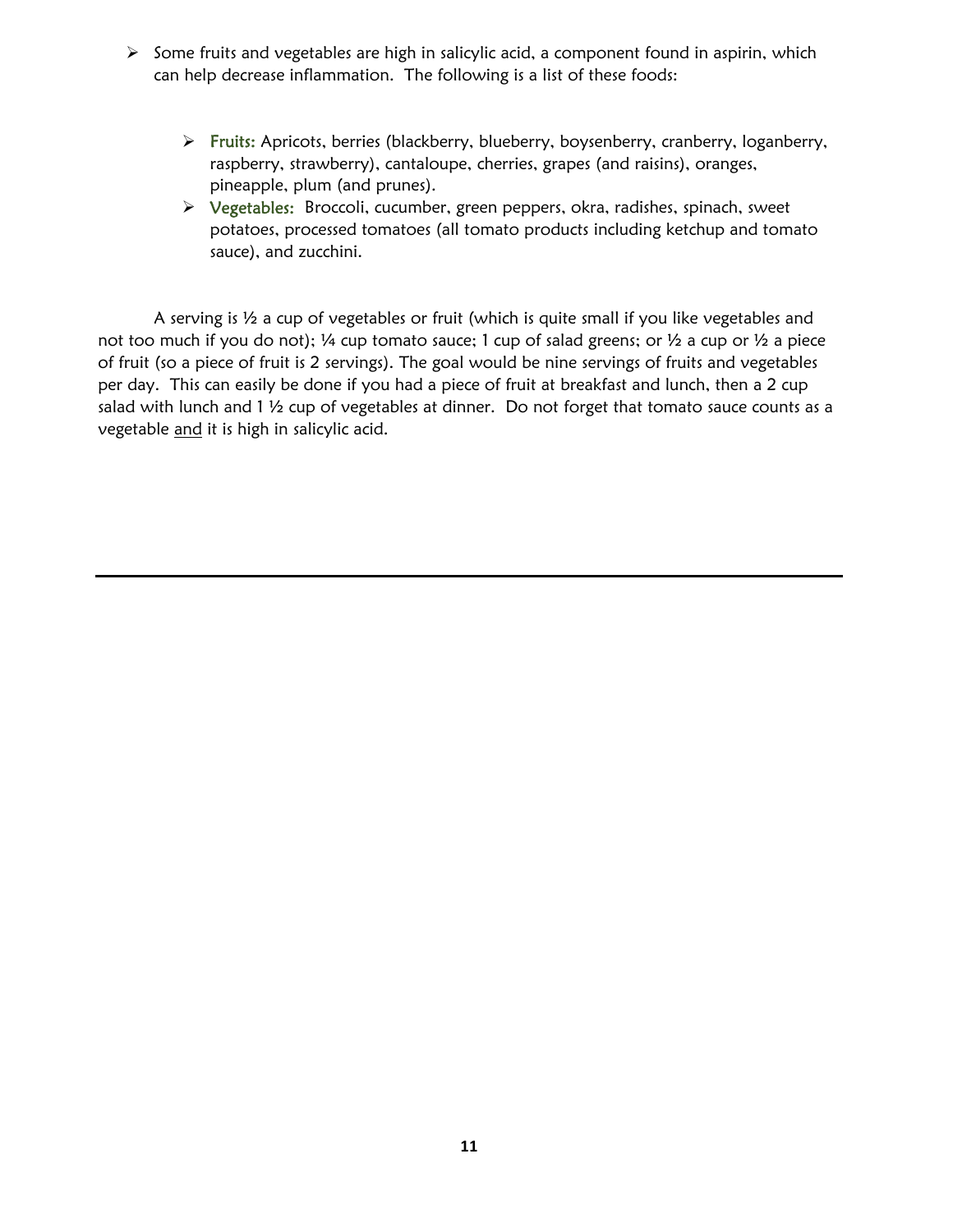- Some fruits and vegetables are high in salicylic acid, a component found in aspirin, which can help decrease inflammation. The following is a list of these foods:

  - Fruits: Apricots, berries (blackberry, blueberry, boysenberry, cranberry, loganberry, raspberry, strawberry), cantaloupe, cherries, grapes (and raisins), oranges, pineapple, plum (and prunes).
  - Vegetables: Broccoli, cucumber, green peppers, okra, radishes, spinach, sweet potatoes, processed tomatoes (all tomato products including ketchup and tomato sauce), and zucchini.

A serving is ½ a cup of vegetables or fruit (which is quite small if you like vegetables and not too much if you do not); ¼ cup tomato sauce; 1 cup of salad greens; or ½ a cup or ½ a piece of fruit (so a piece of fruit is 2 servings). The goal would be nine servings of fruits and vegetables per day. This can easily be done if you had a piece of fruit at breakfast and lunch, then a 2 cup salad with lunch and 1 ½ cup of vegetables at dinner. Do not forget that tomato sauce counts as a vegetable <u>and</u> it is high in salicylic acid.

---